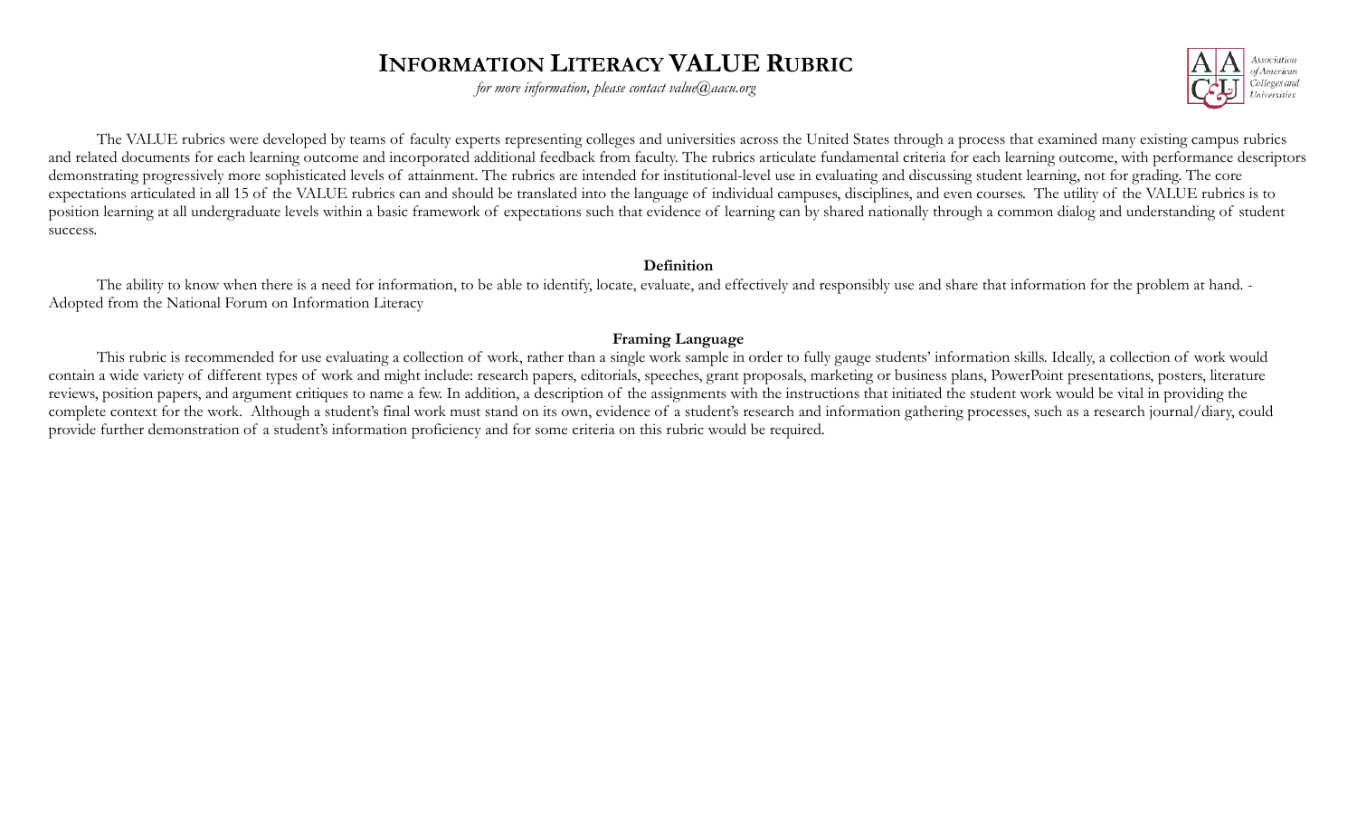# Information Literacy VALUE Rubric

*for more information, please contact value@aacu.org*

The VALUE rubrics were developed by teams of faculty experts representing colleges and universities across the United States through a process that examined many existing campus rubrics and related documents for each learning outcome and incorporated additional feedback from faculty. The rubrics articulate fundamental criteria for each learning outcome, with performance descriptors demonstrating progressively more sophisticated levels of attainment. The rubrics are intended for institutional-level use in evaluating and discussing student learning, not for grading. The core expectations articulated in all 15 of the VALUE rubrics can and should be translated into the language of individual campuses, disciplines, and even courses. The utility of the VALUE rubrics is to position learning at all undergraduate levels within a basic framework of expectations such that evidence of learning can by shared nationally through a common dialog and understanding of student success.

**Definition**

The ability to know when there is a need for information, to be able to identify, locate, evaluate, and effectively and responsibly use and share that information for the problem at hand. - Adopted from the National Forum on Information Literacy

**Framing Language**

This rubric is recommended for use evaluating a collection of work, rather than a single work sample in order to fully gauge students' information skills. Ideally, a collection of work would contain a wide variety of different types of work and might include: research papers, editorials, speeches, grant proposals, marketing or business plans, PowerPoint presentations, posters, literature reviews, position papers, and argument critiques to name a few. In addition, a description of the assignments with the instructions that initiated the student work would be vital in providing the complete context for the work. Although a student's final work must stand on its own, evidence of a student's research and information gathering processes, such as a research journal/diary, could provide further demonstration of a student's information proficiency and for some criteria on this rubric would be required.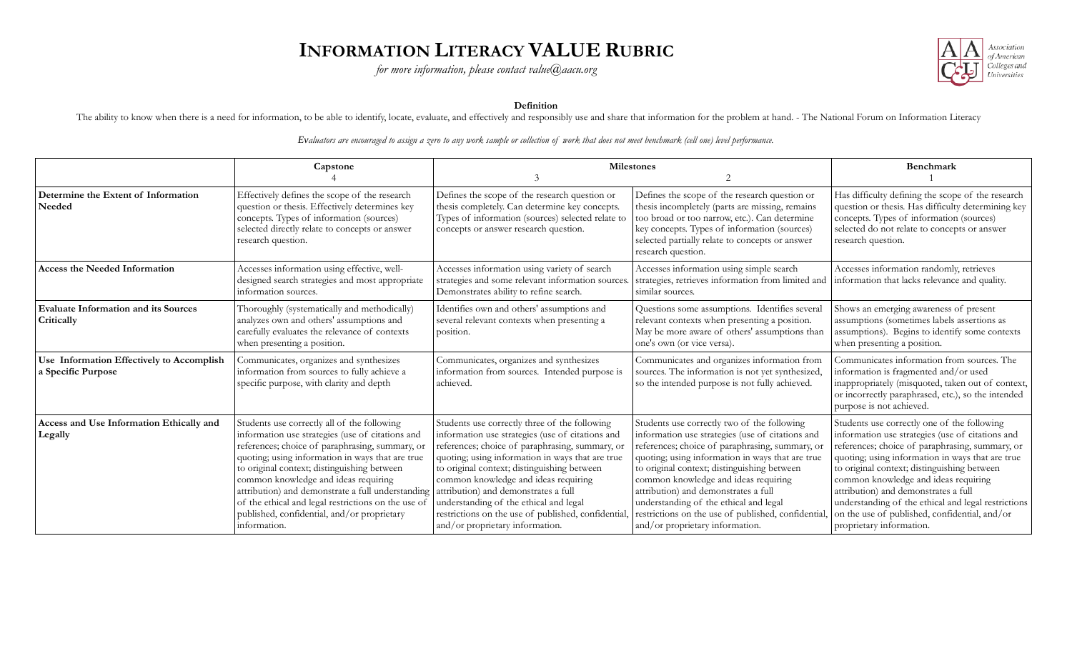# INFORMATION LITERACY VALUE RUBRIC

*for more information, please contact value@aacu.org*

**Definition**

The ability to know when there is a need for information, to be able to identify, locate, evaluate, and effectively and responsibly use and share that information for the problem at hand. - The National Forum on Information Literacy

*Evaluators are encouraged to assign a zero to any work sample or collection of work that does not meet benchmark (cell one) level performance.*

| | Capstone<br>4 | Milestones<br>3 | <br>2 | Benchmark<br>1 |
|---|---|---|---|---|
| **Determine the Extent of Information Needed** | Effectively defines the scope of the research question or thesis. Effectively determines key concepts. Types of information (sources) selected directly relate to concepts or answer research question. | Defines the scope of the research question or thesis completely. Can determine key concepts. Types of information (sources) selected relate to concepts or answer research question. | Defines the scope of the research question or thesis incompletely (parts are missing, remains too broad or too narrow, etc.). Can determine key concepts. Types of information (sources) selected partially relate to concepts or answer research question. | Has difficulty defining the scope of the research question or thesis. Has difficulty determining key concepts. Types of information (sources) selected do not relate to concepts or answer research question. |
| **Access the Needed Information** | Accesses information using effective, well-designed search strategies and most appropriate information sources. | Accesses information using variety of search strategies and some relevant information sources. Demonstrates ability to refine search. | Accesses information using simple search strategies, retrieves information from limited and similar sources. | Accesses information randomly, retrieves information that lacks relevance and quality. |
| **Evaluate Information and its Sources Critically** | Thoroughly (systematically and methodically) analyzes own and others' assumptions and carefully evaluates the relevance of contexts when presenting a position. | Identifies own and others' assumptions and several relevant contexts when presenting a position. | Questions some assumptions. Identifies several relevant contexts when presenting a position. May be more aware of others' assumptions than one's own (or vice versa). | Shows an emerging awareness of present assumptions (sometimes labels assertions as assumptions). Begins to identify some contexts when presenting a position. |
| **Use Information Effectively to Accomplish a Specific Purpose** | Communicates, organizes and synthesizes information from sources to fully achieve a specific purpose, with clarity and depth | Communicates, organizes and synthesizes information from sources. Intended purpose is achieved. | Communicates and organizes information from sources. The information is not yet synthesized, so the intended purpose is not fully achieved. | Communicates information from sources. The information is fragmented and/or used inappropriately (misquoted, taken out of context, or incorrectly paraphrased, etc.), so the intended purpose is not achieved. |
| **Access and Use Information Ethically and Legally** | Students use correctly all of the following information use strategies (use of citations and references; choice of paraphrasing, summary, or quoting; using information in ways that are true to original context; distinguishing between common knowledge and ideas requiring attribution) and demonstrate a full understanding of the ethical and legal restrictions on the use of published, confidential, and/or proprietary information. | Students use correctly three of the following information use strategies (use of citations and references; choice of paraphrasing, summary, or quoting; using information in ways that are true to original context; distinguishing between common knowledge and ideas requiring attribution) and demonstrates a full understanding of the ethical and legal restrictions on the use of published, confidential, and/or proprietary information. | Students use correctly two of the following information use strategies (use of citations and references; choice of paraphrasing, summary, or quoting; using information in ways that are true to original context; distinguishing between common knowledge and ideas requiring attribution) and demonstrates a full understanding of the ethical and legal restrictions on the use of published, confidential, and/or proprietary information. | Students use correctly one of the following information use strategies (use of citations and references; choice of paraphrasing, summary, or quoting; using information in ways that are true to original context; distinguishing between common knowledge and ideas requiring attribution) and demonstrates a full understanding of the ethical and legal restrictions on the use of published, confidential, and/or proprietary information. |